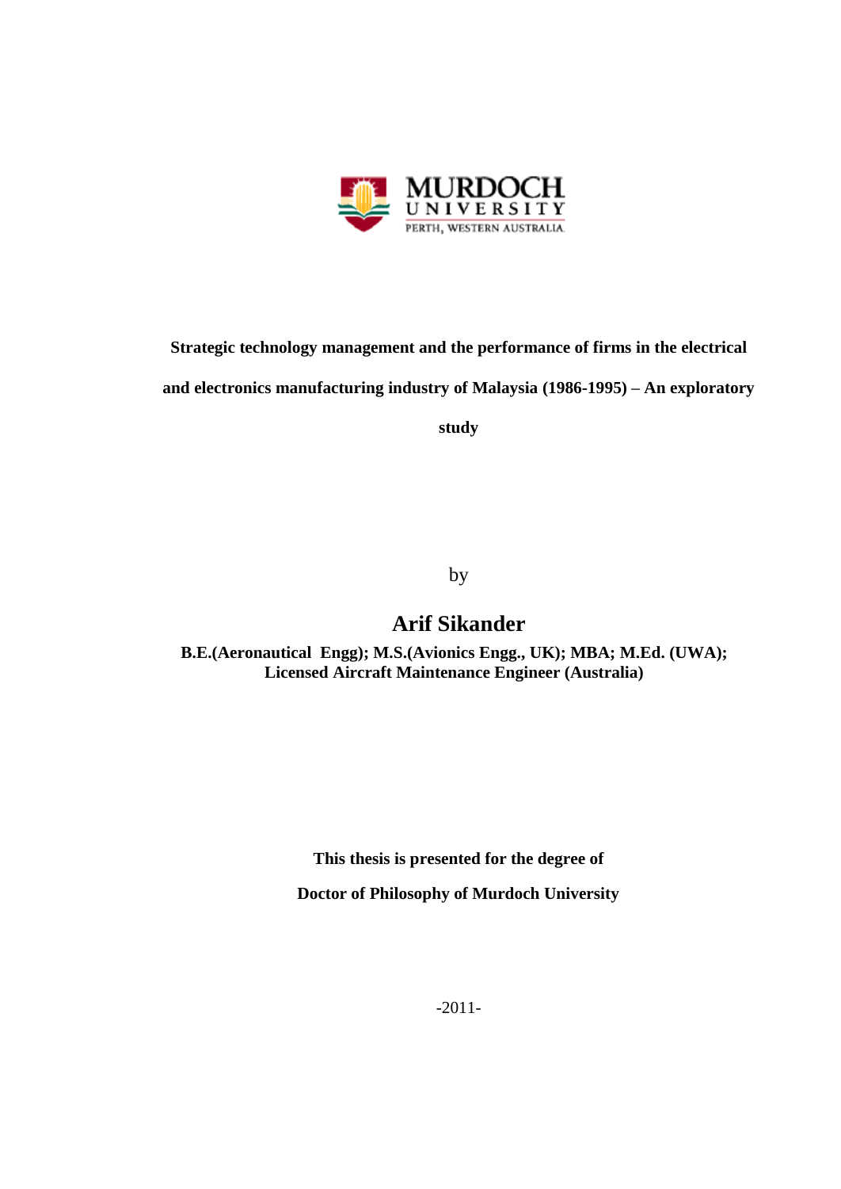# Strategic technology management and the performance of firms in the electrical and electronics manufacturing industry of Malaysia (1986-1995) – An exploratory study

by

## Arif Sikander

**B.E.(Aeronautical Engg); M.S.(Avionics Engg., UK); MBA; M.Ed. (UWA); Licensed Aircraft Maintenance Engineer (Australia)**

**This thesis is presented for the degree of**

**Doctor of Philosophy of Murdoch University**

-2011-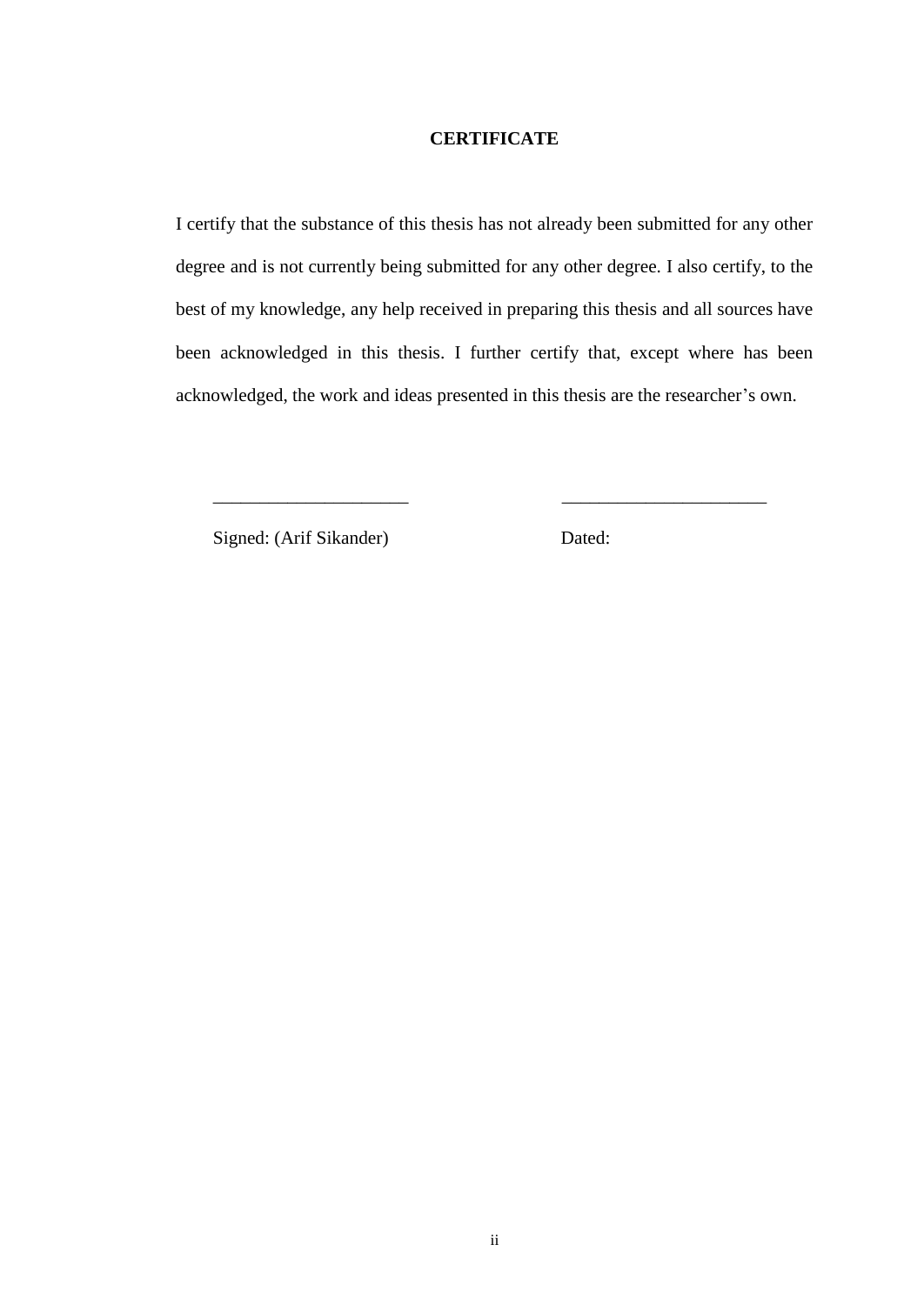# CERTIFICATE

I certify that the substance of this thesis has not already been submitted for any other degree and is not currently being submitted for any other degree. I also certify, to the best of my knowledge, any help received in preparing this thesis and all sources have been acknowledged in this thesis. I further certify that, except where has been acknowledged, the work and ideas presented in this thesis are the researcher's own.

_____________________ &nbsp;&nbsp;&nbsp;&nbsp;&nbsp;&nbsp;&nbsp;&nbsp;&nbsp;&nbsp; _____________________

Signed: (Arif Sikander) &nbsp;&nbsp;&nbsp;&nbsp;&nbsp;&nbsp;&nbsp;&nbsp;&nbsp;&nbsp; Dated: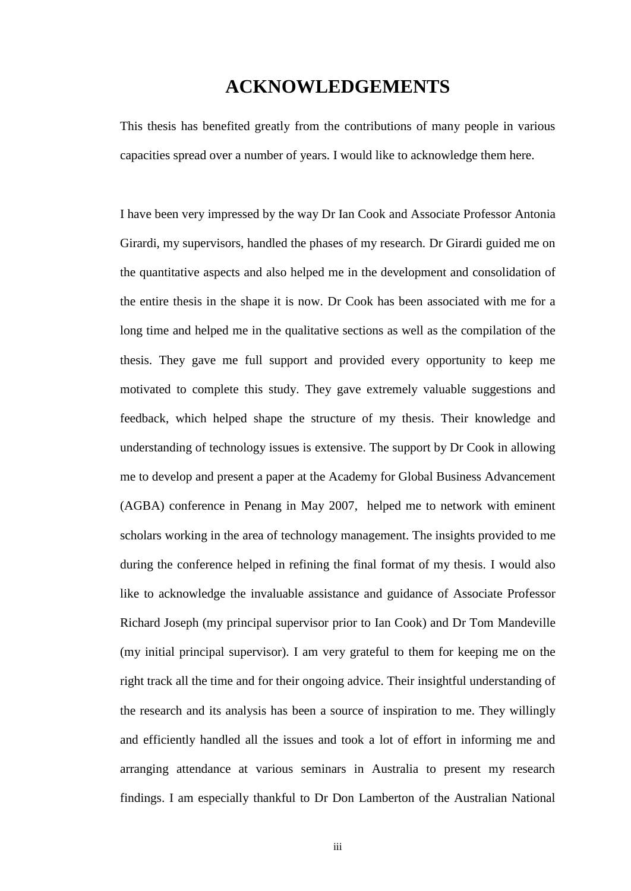# ACKNOWLEDGEMENTS

This thesis has benefited greatly from the contributions of many people in various capacities spread over a number of years. I would like to acknowledge them here.

I have been very impressed by the way Dr Ian Cook and Associate Professor Antonia Girardi, my supervisors, handled the phases of my research. Dr Girardi guided me on the quantitative aspects and also helped me in the development and consolidation of the entire thesis in the shape it is now. Dr Cook has been associated with me for a long time and helped me in the qualitative sections as well as the compilation of the thesis. They gave me full support and provided every opportunity to keep me motivated to complete this study. They gave extremely valuable suggestions and feedback, which helped shape the structure of my thesis. Their knowledge and understanding of technology issues is extensive. The support by Dr Cook in allowing me to develop and present a paper at the Academy for Global Business Advancement (AGBA) conference in Penang in May 2007, helped me to network with eminent scholars working in the area of technology management. The insights provided to me during the conference helped in refining the final format of my thesis. I would also like to acknowledge the invaluable assistance and guidance of Associate Professor Richard Joseph (my principal supervisor prior to Ian Cook) and Dr Tom Mandeville (my initial principal supervisor). I am very grateful to them for keeping me on the right track all the time and for their ongoing advice. Their insightful understanding of the research and its analysis has been a source of inspiration to me. They willingly and efficiently handled all the issues and took a lot of effort in informing me and arranging attendance at various seminars in Australia to present my research findings. I am especially thankful to Dr Don Lamberton of the Australian National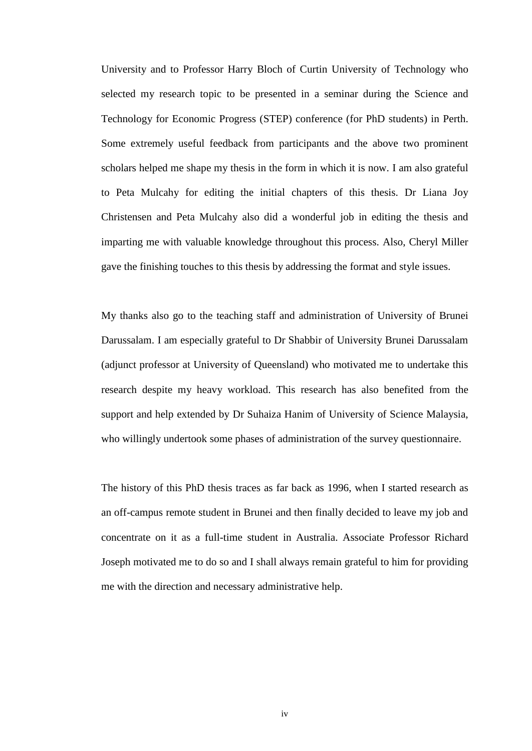University and to Professor Harry Bloch of Curtin University of Technology who selected my research topic to be presented in a seminar during the Science and Technology for Economic Progress (STEP) conference (for PhD students) in Perth. Some extremely useful feedback from participants and the above two prominent scholars helped me shape my thesis in the form in which it is now. I am also grateful to Peta Mulcahy for editing the initial chapters of this thesis. Dr Liana Joy Christensen and Peta Mulcahy also did a wonderful job in editing the thesis and imparting me with valuable knowledge throughout this process. Also, Cheryl Miller gave the finishing touches to this thesis by addressing the format and style issues.

My thanks also go to the teaching staff and administration of University of Brunei Darussalam. I am especially grateful to Dr Shabbir of University Brunei Darussalam (adjunct professor at University of Queensland) who motivated me to undertake this research despite my heavy workload. This research has also benefited from the support and help extended by Dr Suhaiza Hanim of University of Science Malaysia, who willingly undertook some phases of administration of the survey questionnaire.

The history of this PhD thesis traces as far back as 1996, when I started research as an off-campus remote student in Brunei and then finally decided to leave my job and concentrate on it as a full-time student in Australia. Associate Professor Richard Joseph motivated me to do so and I shall always remain grateful to him for providing me with the direction and necessary administrative help.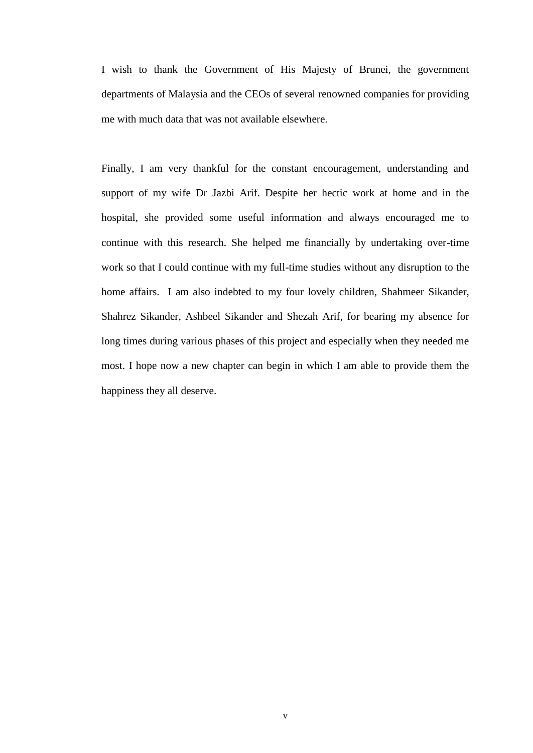I wish to thank the Government of His Majesty of Brunei, the government departments of Malaysia and the CEOs of several renowned companies for providing me with much data that was not available elsewhere.

Finally, I am very thankful for the constant encouragement, understanding and support of my wife Dr Jazbi Arif. Despite her hectic work at home and in the hospital, she provided some useful information and always encouraged me to continue with this research. She helped me financially by undertaking over-time work so that I could continue with my full-time studies without any disruption to the home affairs. I am also indebted to my four lovely children, Shahmeer Sikander, Shahrez Sikander, Ashbeel Sikander and Shezah Arif, for bearing my absence for long times during various phases of this project and especially when they needed me most. I hope now a new chapter can begin in which I am able to provide them the happiness they all deserve.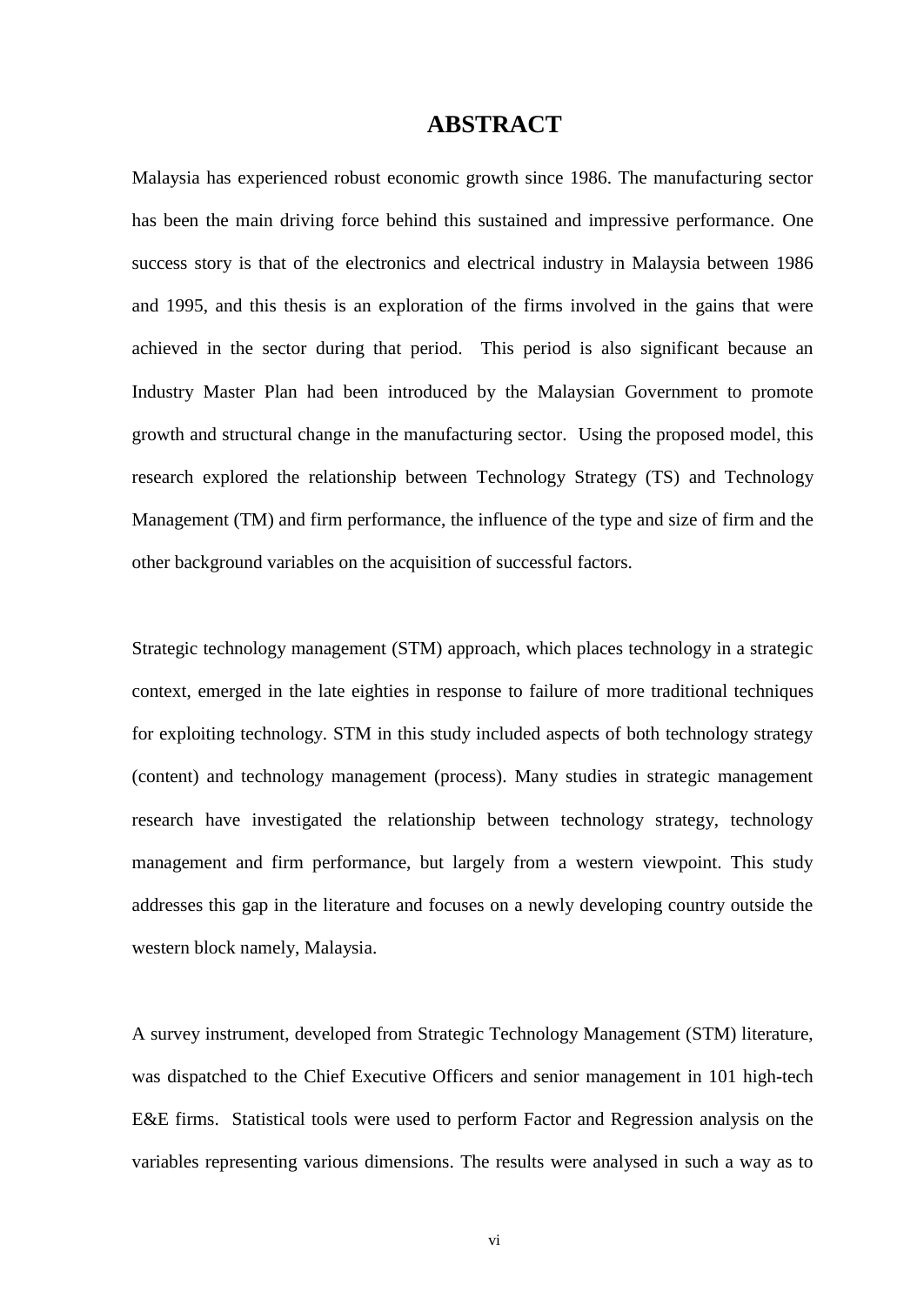# ABSTRACT

Malaysia has experienced robust economic growth since 1986. The manufacturing sector has been the main driving force behind this sustained and impressive performance. One success story is that of the electronics and electrical industry in Malaysia between 1986 and 1995, and this thesis is an exploration of the firms involved in the gains that were achieved in the sector during that period. This period is also significant because an Industry Master Plan had been introduced by the Malaysian Government to promote growth and structural change in the manufacturing sector. Using the proposed model, this research explored the relationship between Technology Strategy (TS) and Technology Management (TM) and firm performance, the influence of the type and size of firm and the other background variables on the acquisition of successful factors.

Strategic technology management (STM) approach, which places technology in a strategic context, emerged in the late eighties in response to failure of more traditional techniques for exploiting technology. STM in this study included aspects of both technology strategy (content) and technology management (process). Many studies in strategic management research have investigated the relationship between technology strategy, technology management and firm performance, but largely from a western viewpoint. This study addresses this gap in the literature and focuses on a newly developing country outside the western block namely, Malaysia.

A survey instrument, developed from Strategic Technology Management (STM) literature, was dispatched to the Chief Executive Officers and senior management in 101 high-tech E&E firms. Statistical tools were used to perform Factor and Regression analysis on the variables representing various dimensions. The results were analysed in such a way as to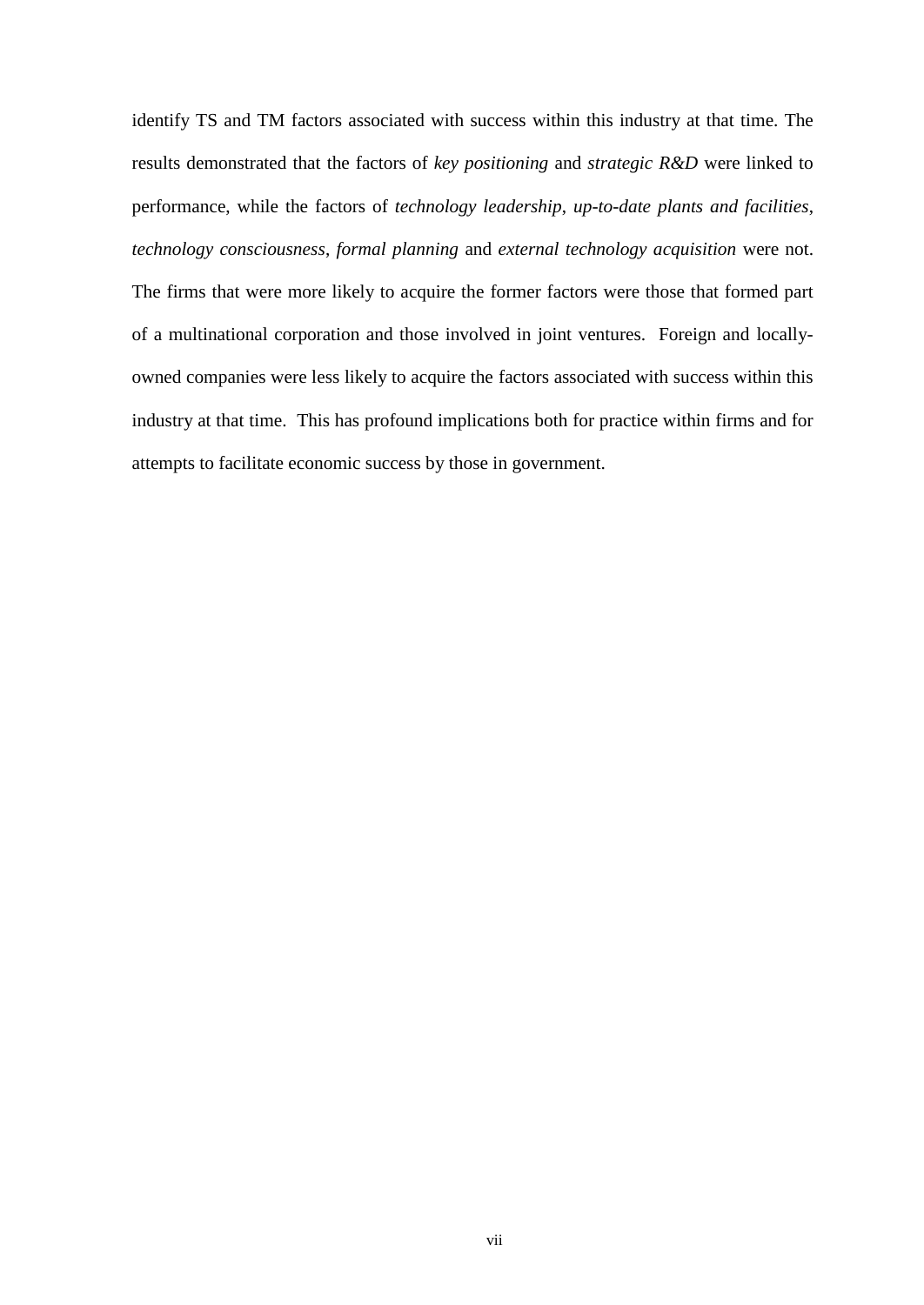identify TS and TM factors associated with success within this industry at that time. The results demonstrated that the factors of *key positioning* and *strategic R&D* were linked to performance, while the factors of *technology leadership*, *up-to-date plants and facilities*, *technology consciousness*, *formal planning* and *external technology acquisition* were not. The firms that were more likely to acquire the former factors were those that formed part of a multinational corporation and those involved in joint ventures. Foreign and locally-owned companies were less likely to acquire the factors associated with success within this industry at that time. This has profound implications both for practice within firms and for attempts to facilitate economic success by those in government.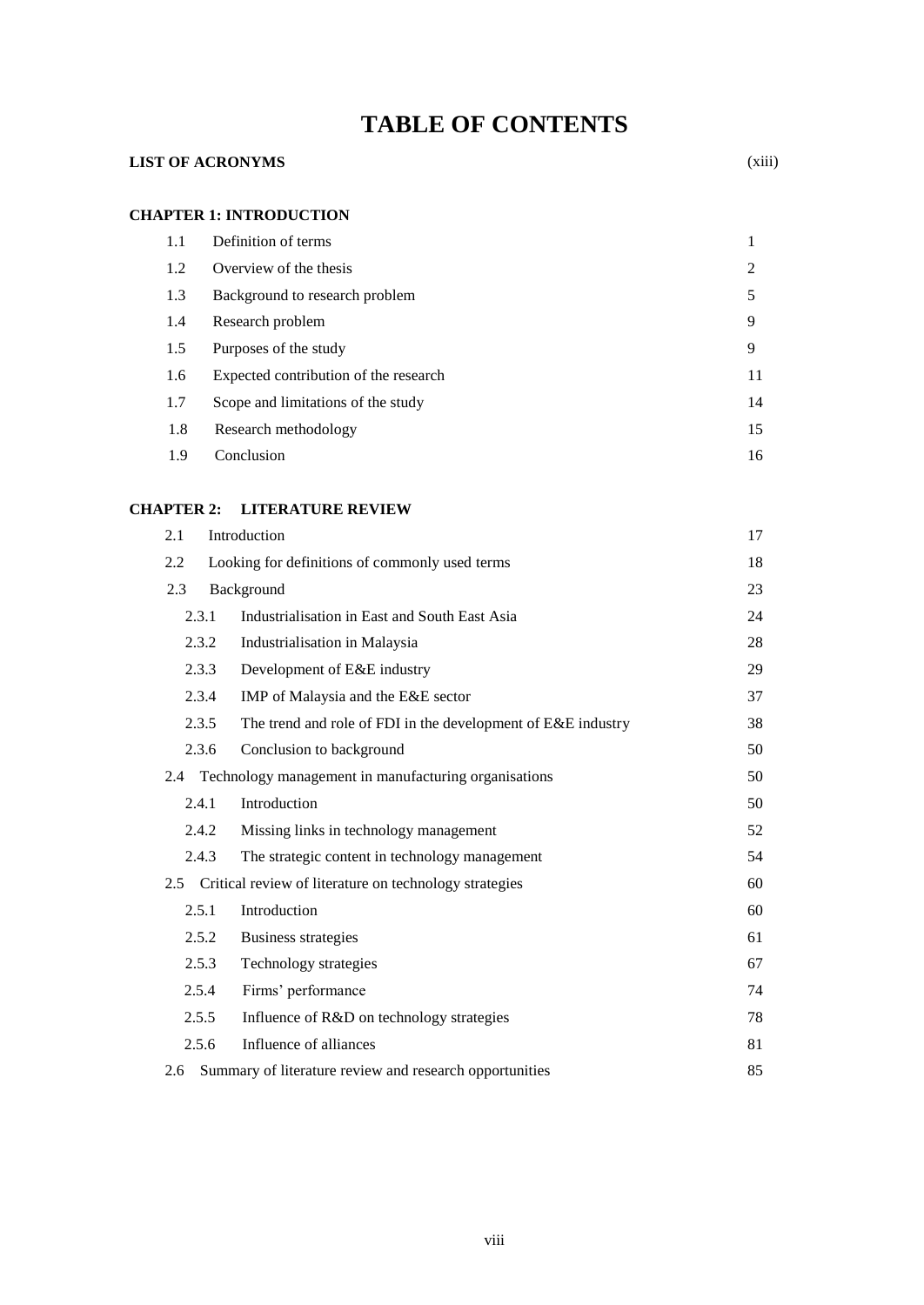# TABLE OF CONTENTS

| | | |
|---|---|---|
| **LIST OF ACRONYMS** | | (xiii) |
| **CHAPTER 1: INTRODUCTION** | | |
| 1.1 | Definition of terms | 1 |
| 1.2 | Overview of the thesis | 2 |
| 1.3 | Background to research problem | 5 |
| 1.4 | Research problem | 9 |
| 1.5 | Purposes of the study | 9 |
| 1.6 | Expected contribution of the research | 11 |
| 1.7 | Scope and limitations of the study | 14 |
| 1.8 | Research methodology | 15 |
| 1.9 | Conclusion | 16 |
| **CHAPTER 2: LITERATURE REVIEW** | | |
| 2.1 | Introduction | 17 |
| 2.2 | Looking for definitions of commonly used terms | 18 |
| 2.3 | Background | 23 |
| 2.3.1 | Industrialisation in East and South East Asia | 24 |
| 2.3.2 | Industrialisation in Malaysia | 28 |
| 2.3.3 | Development of E&E industry | 29 |
| 2.3.4 | IMP of Malaysia and the E&E sector | 37 |
| 2.3.5 | The trend and role of FDI in the development of E&E industry | 38 |
| 2.3.6 | Conclusion to background | 50 |
| 2.4 | Technology management in manufacturing organisations | 50 |
| 2.4.1 | Introduction | 50 |
| 2.4.2 | Missing links in technology management | 52 |
| 2.4.3 | The strategic content in technology management | 54 |
| 2.5 | Critical review of literature on technology strategies | 60 |
| 2.5.1 | Introduction | 60 |
| 2.5.2 | Business strategies | 61 |
| 2.5.3 | Technology strategies | 67 |
| 2.5.4 | Firms' performance | 74 |
| 2.5.5 | Influence of R&D on technology strategies | 78 |
| 2.5.6 | Influence of alliances | 81 |
| 2.6 | Summary of literature review and research opportunities | 85 |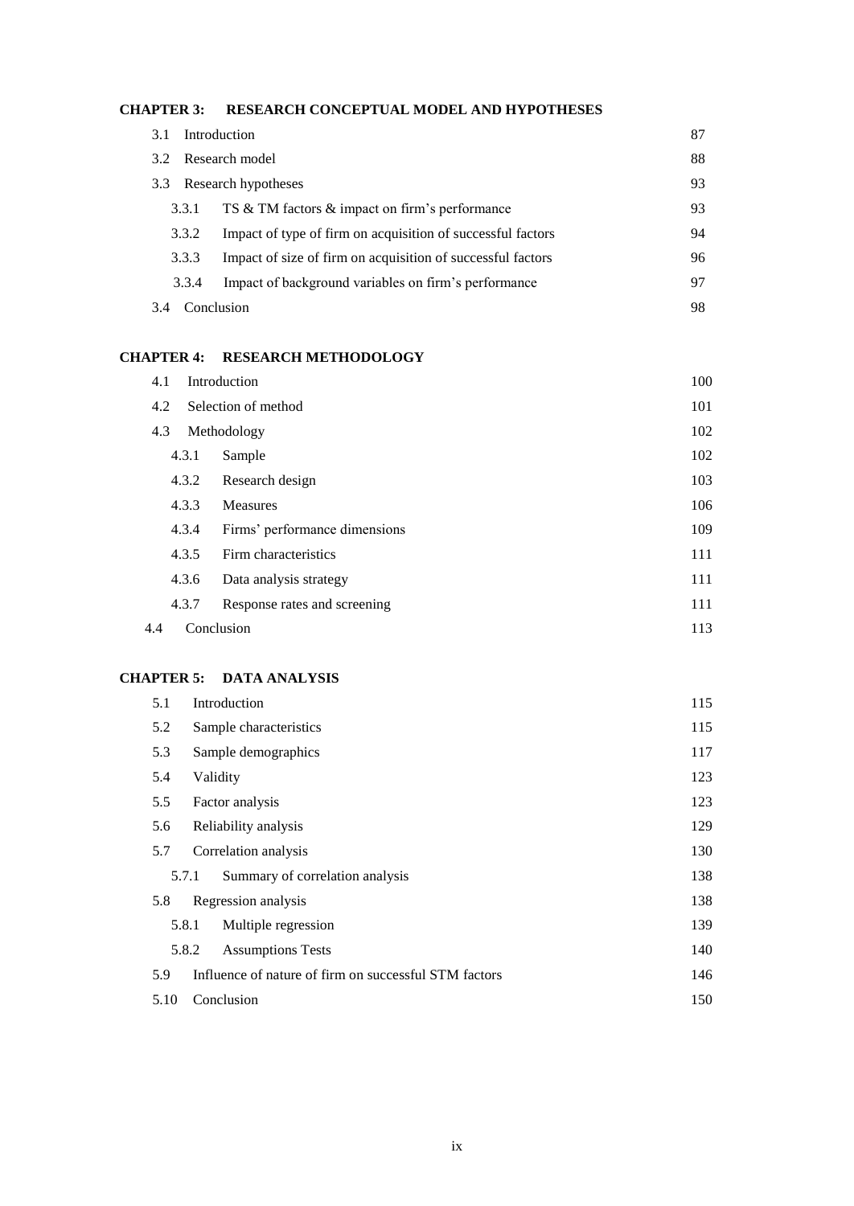**CHAPTER 3: RESEARCH CONCEPTUAL MODEL AND HYPOTHESES**

| | | |
|---|---|---|
| 3.1 | Introduction | 87 |
| 3.2 | Research model | 88 |
| 3.3 | Research hypotheses | 93 |
| 3.3.1 | TS & TM factors & impact on firm's performance | 93 |
| 3.3.2 | Impact of type of firm on acquisition of successful factors | 94 |
| 3.3.3 | Impact of size of firm on acquisition of successful factors | 96 |
| 3.3.4 | Impact of background variables on firm's performance | 97 |
| 3.4 | Conclusion | 98 |

**CHAPTER 4: RESEARCH METHODOLOGY**

| | | |
|---|---|---|
| 4.1 | Introduction | 100 |
| 4.2 | Selection of method | 101 |
| 4.3 | Methodology | 102 |
| 4.3.1 | Sample | 102 |
| 4.3.2 | Research design | 103 |
| 4.3.3 | Measures | 106 |
| 4.3.4 | Firms' performance dimensions | 109 |
| 4.3.5 | Firm characteristics | 111 |
| 4.3.6 | Data analysis strategy | 111 |
| 4.3.7 | Response rates and screening | 111 |
| 4.4 | Conclusion | 113 |

**CHAPTER 5: DATA ANALYSIS**

| | | |
|---|---|---|
| 5.1 | Introduction | 115 |
| 5.2 | Sample characteristics | 115 |
| 5.3 | Sample demographics | 117 |
| 5.4 | Validity | 123 |
| 5.5 | Factor analysis | 123 |
| 5.6 | Reliability analysis | 129 |
| 5.7 | Correlation analysis | 130 |
| 5.7.1 | Summary of correlation analysis | 138 |
| 5.8 | Regression analysis | 138 |
| 5.8.1 | Multiple regression | 139 |
| 5.8.2 | Assumptions Tests | 140 |
| 5.9 | Influence of nature of firm on successful STM factors | 146 |
| 5.10 | Conclusion | 150 |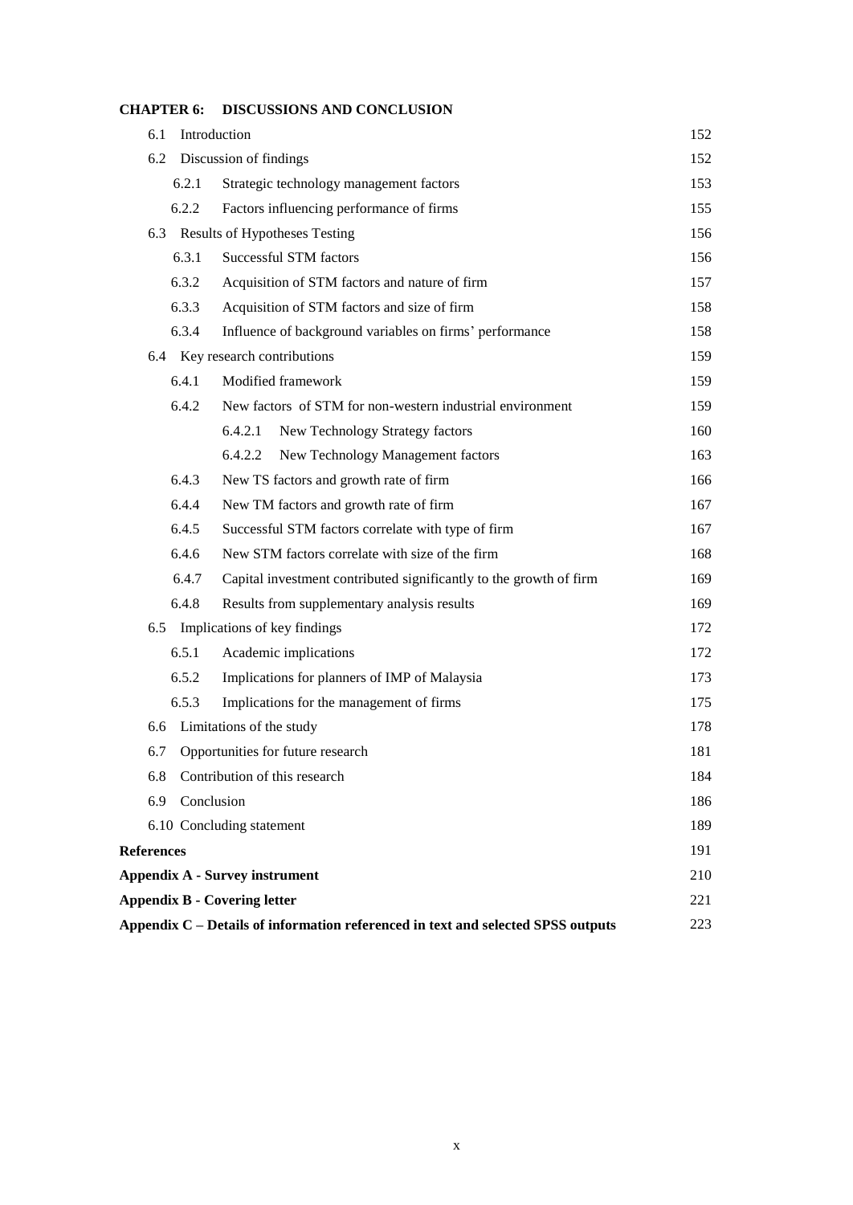**CHAPTER 6: DISCUSSIONS AND CONCLUSION**

| | | |
|---|---|---|
| 6.1 | Introduction | 152 |
| 6.2 | Discussion of findings | 152 |
| 6.2.1 | Strategic technology management factors | 153 |
| 6.2.2 | Factors influencing performance of firms | 155 |
| 6.3 | Results of Hypotheses Testing | 156 |
| 6.3.1 | Successful STM factors | 156 |
| 6.3.2 | Acquisition of STM factors and nature of firm | 157 |
| 6.3.3 | Acquisition of STM factors and size of firm | 158 |
| 6.3.4 | Influence of background variables on firms' performance | 158 |
| 6.4 | Key research contributions | 159 |
| 6.4.1 | Modified framework | 159 |
| 6.4.2 | New factors of STM for non-western industrial environment | 159 |
| 6.4.2.1 | New Technology Strategy factors | 160 |
| 6.4.2.2 | New Technology Management factors | 163 |
| 6.4.3 | New TS factors and growth rate of firm | 166 |
| 6.4.4 | New TM factors and growth rate of firm | 167 |
| 6.4.5 | Successful STM factors correlate with type of firm | 167 |
| 6.4.6 | New STM factors correlate with size of the firm | 168 |
| 6.4.7 | Capital investment contributed significantly to the growth of firm | 169 |
| 6.4.8 | Results from supplementary analysis results | 169 |
| 6.5 | Implications of key findings | 172 |
| 6.5.1 | Academic implications | 172 |
| 6.5.2 | Implications for planners of IMP of Malaysia | 173 |
| 6.5.3 | Implications for the management of firms | 175 |
| 6.6 | Limitations of the study | 178 |
| 6.7 | Opportunities for future research | 181 |
| 6.8 | Contribution of this research | 184 |
| 6.9 | Conclusion | 186 |
| 6.10 | Concluding statement | 189 |

| | |
|---|---|
| **References** | 191 |
| **Appendix A - Survey instrument** | 210 |
| **Appendix B - Covering letter** | 221 |
| **Appendix C – Details of information referenced in text and selected SPSS outputs** | 223 |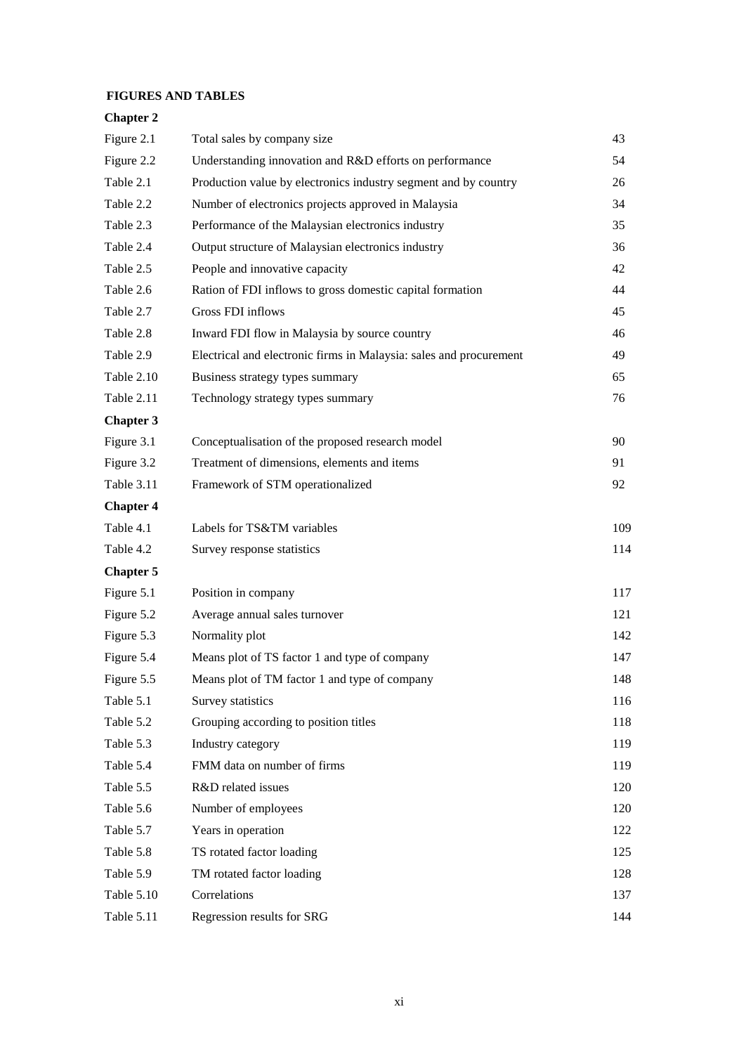## FIGURES AND TABLES

### Chapter 2

| | | |
|---|---|---|
| Figure 2.1 | Total sales by company size | 43 |
| Figure 2.2 | Understanding innovation and R&D efforts on performance | 54 |
| Table 2.1 | Production value by electronics industry segment and by country | 26 |
| Table 2.2 | Number of electronics projects approved in Malaysia | 34 |
| Table 2.3 | Performance of the Malaysian electronics industry | 35 |
| Table 2.4 | Output structure of Malaysian electronics industry | 36 |
| Table 2.5 | People and innovative capacity | 42 |
| Table 2.6 | Ration of FDI inflows to gross domestic capital formation | 44 |
| Table 2.7 | Gross FDI inflows | 45 |
| Table 2.8 | Inward FDI flow in Malaysia by source country | 46 |
| Table 2.9 | Electrical and electronic firms in Malaysia: sales and procurement | 49 |
| Table 2.10 | Business strategy types summary | 65 |
| Table 2.11 | Technology strategy types summary | 76 |

### Chapter 3

| | | |
|---|---|---|
| Figure 3.1 | Conceptualisation of the proposed research model | 90 |
| Figure 3.2 | Treatment of dimensions, elements and items | 91 |
| Table 3.11 | Framework of STM operationalized | 92 |

### Chapter 4

| | | |
|---|---|---|
| Table 4.1 | Labels for TS&TM variables | 109 |
| Table 4.2 | Survey response statistics | 114 |

### Chapter 5

| | | |
|---|---|---|
| Figure 5.1 | Position in company | 117 |
| Figure 5.2 | Average annual sales turnover | 121 |
| Figure 5.3 | Normality plot | 142 |
| Figure 5.4 | Means plot of TS factor 1 and type of company | 147 |
| Figure 5.5 | Means plot of TM factor 1 and type of company | 148 |
| Table 5.1 | Survey statistics | 116 |
| Table 5.2 | Grouping according to position titles | 118 |
| Table 5.3 | Industry category | 119 |
| Table 5.4 | FMM data on number of firms | 119 |
| Table 5.5 | R&D related issues | 120 |
| Table 5.6 | Number of employees | 120 |
| Table 5.7 | Years in operation | 122 |
| Table 5.8 | TS rotated factor loading | 125 |
| Table 5.9 | TM rotated factor loading | 128 |
| Table 5.10 | Correlations | 137 |
| Table 5.11 | Regression results for SRG | 144 |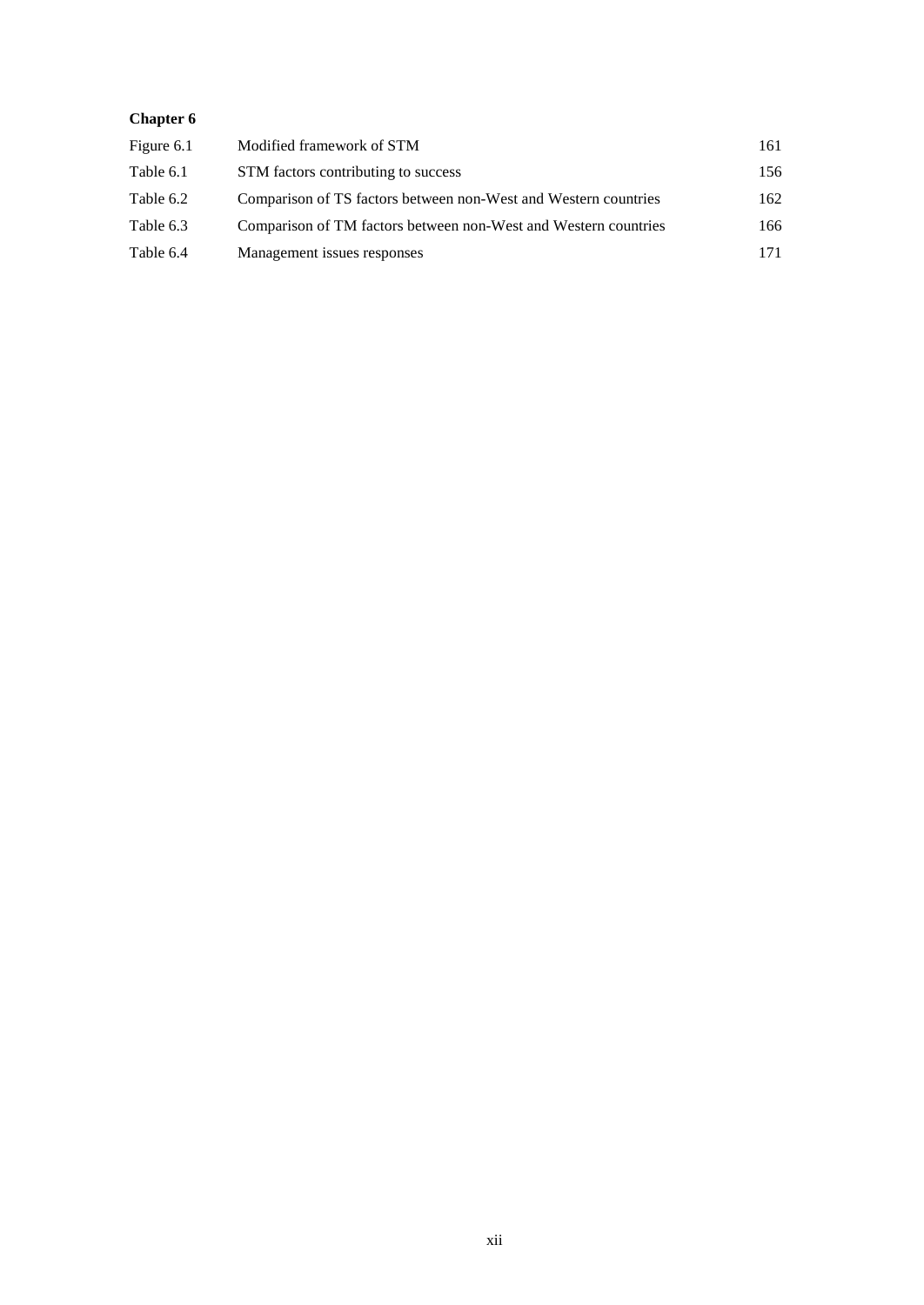**Chapter 6**

| | | |
|---|---|---|
| Figure 6.1 | Modified framework of STM | 161 |
| Table 6.1 | STM factors contributing to success | 156 |
| Table 6.2 | Comparison of TS factors between non-West and Western countries | 162 |
| Table 6.3 | Comparison of TM factors between non-West and Western countries | 166 |
| Table 6.4 | Management issues responses | 171 |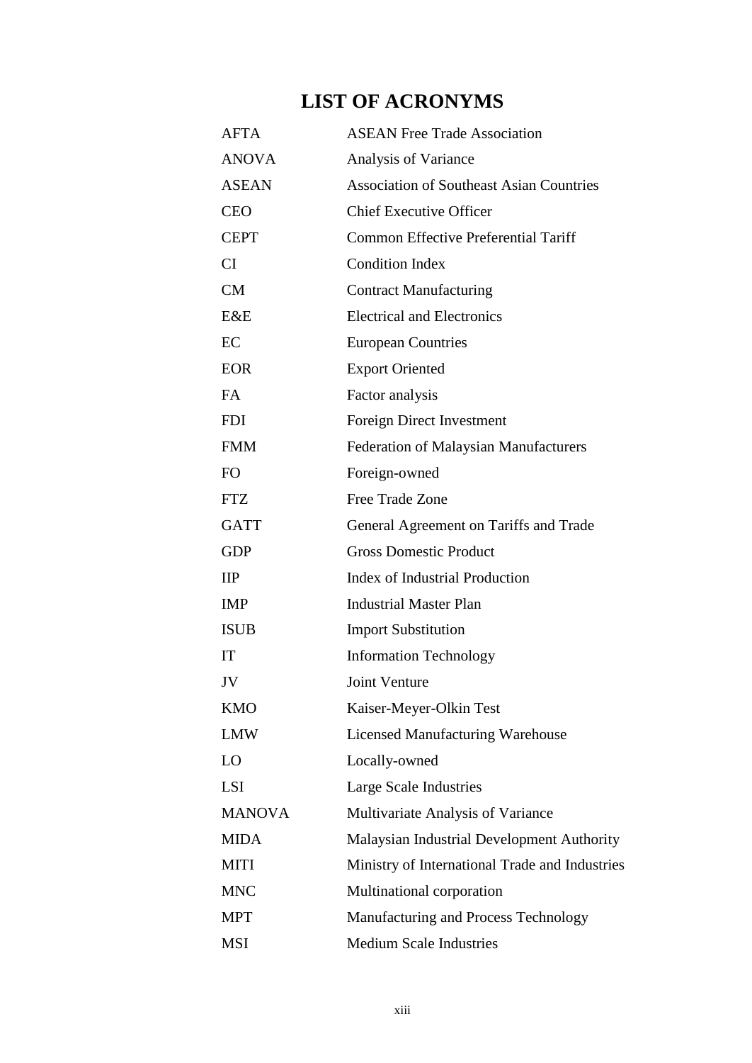# LIST OF ACRONYMS

| | |
|---|---|
| AFTA | ASEAN Free Trade Association |
| ANOVA | Analysis of Variance |
| ASEAN | Association of Southeast Asian Countries |
| CEO | Chief Executive Officer |
| CEPT | Common Effective Preferential Tariff |
| CI | Condition Index |
| CM | Contract Manufacturing |
| E&E | Electrical and Electronics |
| EC | European Countries |
| EOR | Export Oriented |
| FA | Factor analysis |
| FDI | Foreign Direct Investment |
| FMM | Federation of Malaysian Manufacturers |
| FO | Foreign-owned |
| FTZ | Free Trade Zone |
| GATT | General Agreement on Tariffs and Trade |
| GDP | Gross Domestic Product |
| IIP | Index of Industrial Production |
| IMP | Industrial Master Plan |
| ISUB | Import Substitution |
| IT | Information Technology |
| JV | Joint Venture |
| KMO | Kaiser-Meyer-Olkin Test |
| LMW | Licensed Manufacturing Warehouse |
| LO | Locally-owned |
| LSI | Large Scale Industries |
| MANOVA | Multivariate Analysis of Variance |
| MIDA | Malaysian Industrial Development Authority |
| MITI | Ministry of International Trade and Industries |
| MNC | Multinational corporation |
| MPT | Manufacturing and Process Technology |
| MSI | Medium Scale Industries |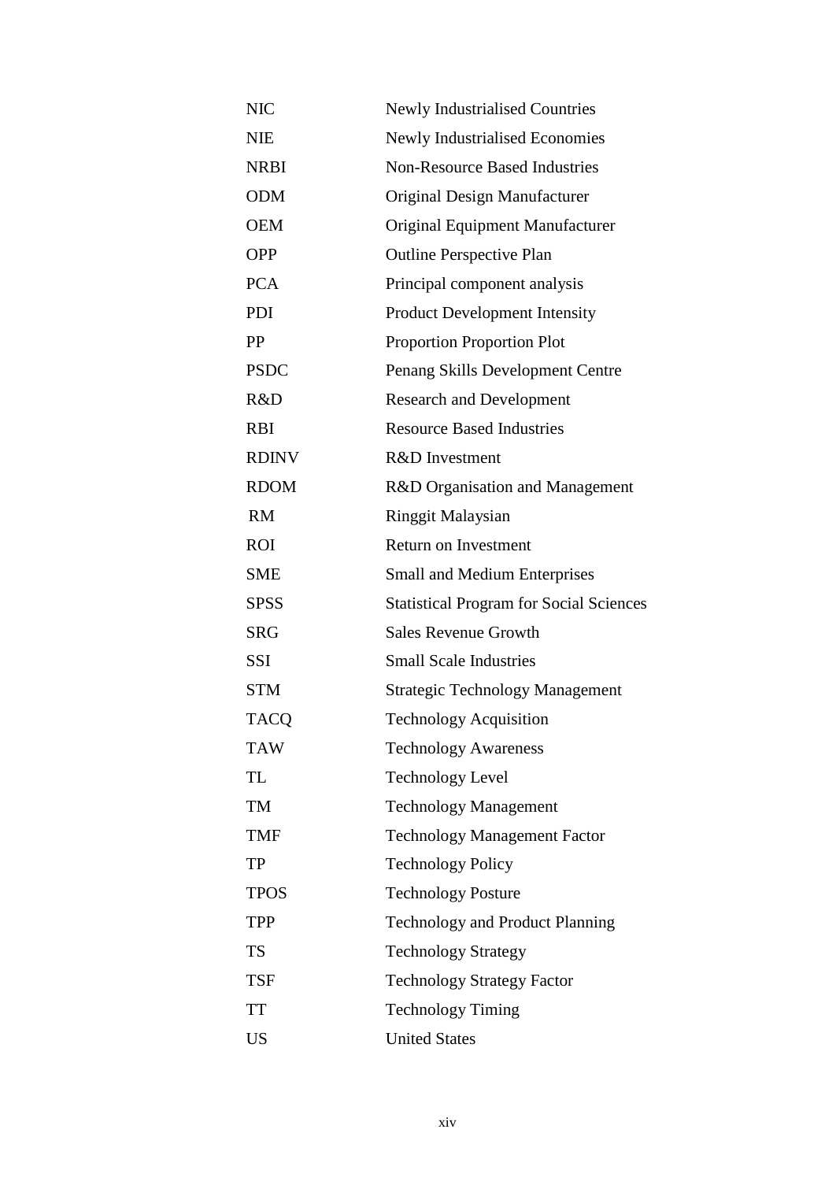| | |
|---|---|
| NIC | Newly Industrialised Countries |
| NIE | Newly Industrialised Economies |
| NRBI | Non-Resource Based Industries |
| ODM | Original Design Manufacturer |
| OEM | Original Equipment Manufacturer |
| OPP | Outline Perspective Plan |
| PCA | Principal component analysis |
| PDI | Product Development Intensity |
| PP | Proportion Proportion Plot |
| PSDC | Penang Skills Development Centre |
| R&D | Research and Development |
| RBI | Resource Based Industries |
| RDINV | R&D Investment |
| RDOM | R&D Organisation and Management |
| RM | Ringgit Malaysian |
| ROI | Return on Investment |
| SME | Small and Medium Enterprises |
| SPSS | Statistical Program for Social Sciences |
| SRG | Sales Revenue Growth |
| SSI | Small Scale Industries |
| STM | Strategic Technology Management |
| TACQ | Technology Acquisition |
| TAW | Technology Awareness |
| TL | Technology Level |
| TM | Technology Management |
| TMF | Technology Management Factor |
| TP | Technology Policy |
| TPOS | Technology Posture |
| TPP | Technology and Product Planning |
| TS | Technology Strategy |
| TSF | Technology Strategy Factor |
| TT | Technology Timing |
| US | United States |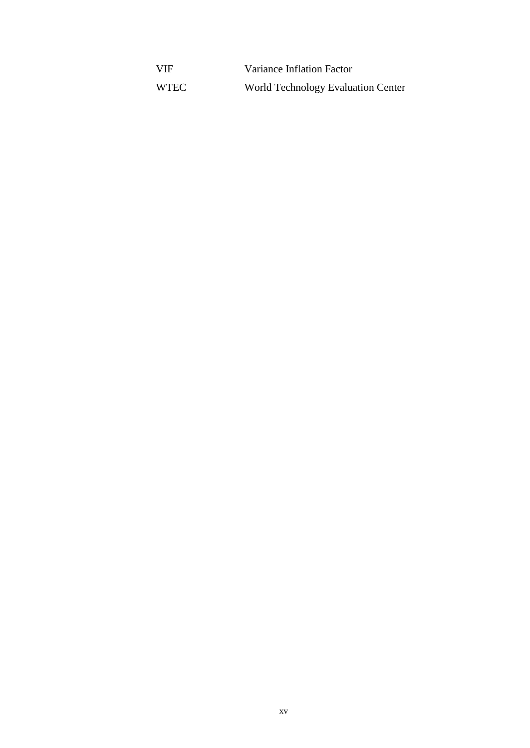| | |
|---|---|
| VIF | Variance Inflation Factor |
| WTEC | World Technology Evaluation Center |